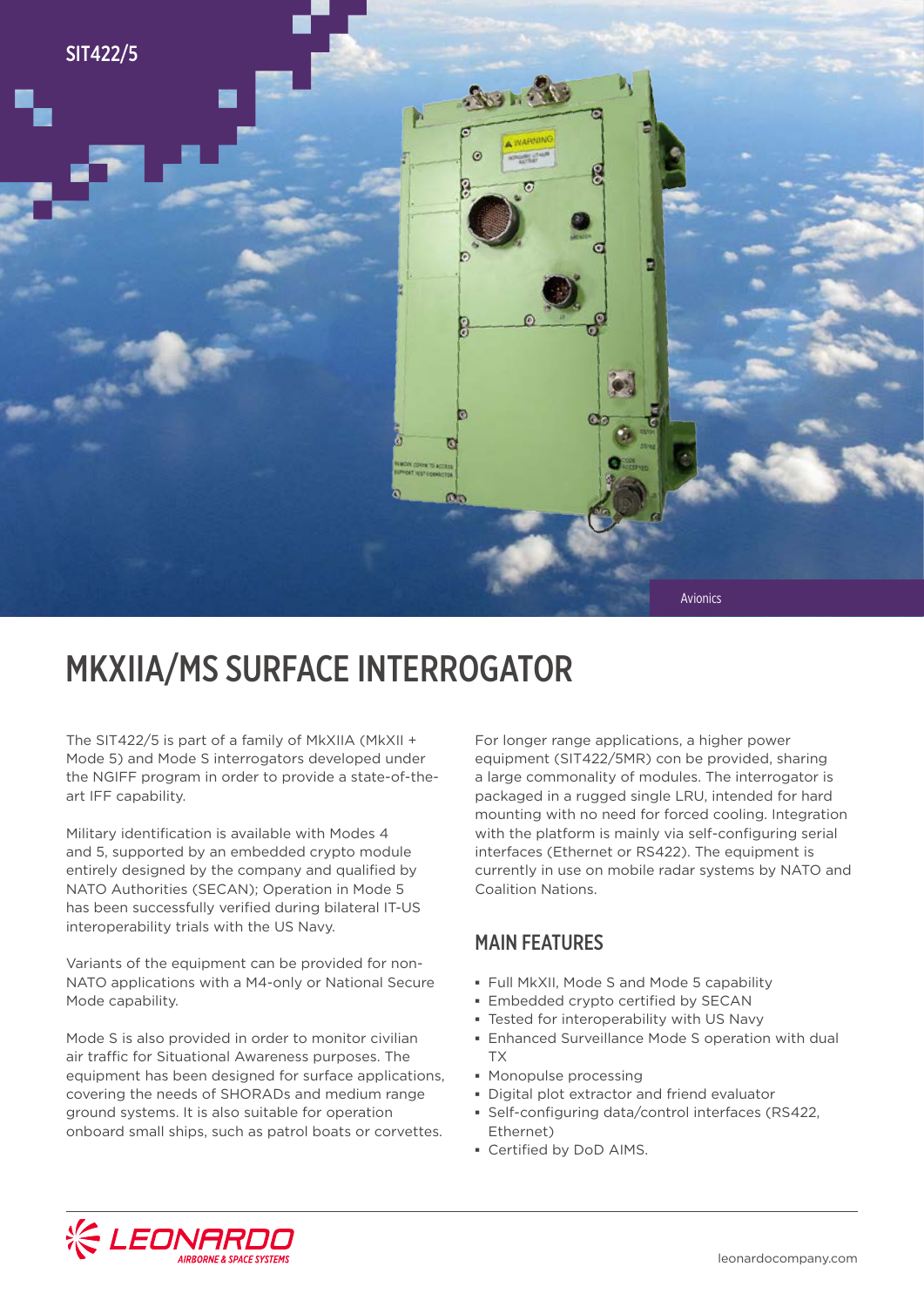SIT422/5

Avionics

# MKXIIA/MS SURFACE INTERROGATOR

The SIT422/5 is part of a family of MkXIIA (MkXII + Mode 5) and Mode S interrogators developed under the NGIFF program in order to provide a state-of-the-art IFF capability.

Military identification is available with Modes 4 and 5, supported by an embedded crypto module entirely designed by the company and qualified by NATO Authorities (SECAN); Operation in Mode 5 has been successfully verified during bilateral IT-US interoperability trials with the US Navy.

Variants of the equipment can be provided for non-NATO applications with a M4-only or National Secure Mode capability.

Mode S is also provided in order to monitor civilian air traffic for Situational Awareness purposes. The equipment has been designed for surface applications, covering the needs of SHORADs and medium range ground systems. It is also suitable for operation onboard small ships, such as patrol boats or corvettes.

For longer range applications, a higher power equipment (SIT422/5MR) con be provided, sharing a large commonality of modules. The interrogator is packaged in a rugged single LRU, intended for hard mounting with no need for forced cooling. Integration with the platform is mainly via self-configuring serial interfaces (Ethernet or RS422). The equipment is currently in use on mobile radar systems by NATO and Coalition Nations.

## MAIN FEATURES

- Full MkXII, Mode S and Mode 5 capability
- Embedded crypto certified by SECAN
- Tested for interoperability with US Navy
- Enhanced Surveillance Mode S operation with dual TX
- Monopulse processing
- Digital plot extractor and friend evaluator
- Self-configuring data/control interfaces (RS422, Ethernet)
- Certified by DoD AIMS.

LEONARDO
AIRBORNE & SPACE SYSTEMS

leonardocompany.com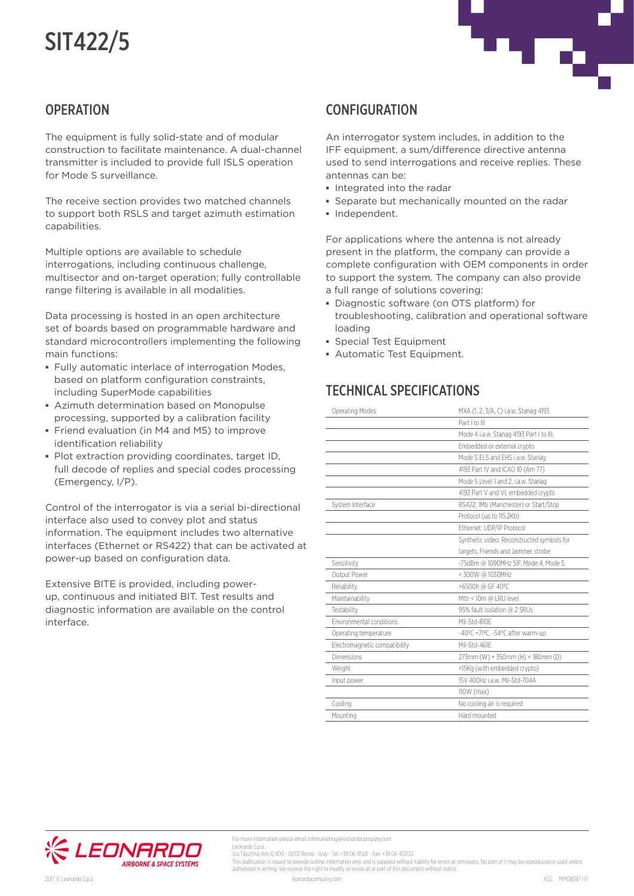# SIT422/5

## OPERATION

The equipment is fully solid-state and of modular construction to facilitate maintenance. A dual-channel transmitter is included to provide full ISLS operation for Mode S surveillance.

The receive section provides two matched channels to support both RSLS and target azimuth estimation capabilities.

Multiple options are available to schedule interrogations, including continuous challenge, multisector and on-target operation; fully controllable range filtering is available in all modalities.

Data processing is hosted in an open architecture set of boards based on programmable hardware and standard microcontrollers implementing the following main functions:

- Fully automatic interlace of interrogation Modes, based on platform configuration constraints, including SuperMode capabilities
- Azimuth determination based on Monopulse processing, supported by a calibration facility
- Friend evaluation (in M4 and M5) to improve identification reliability
- Plot extraction providing coordinates, target ID, full decode of replies and special codes processing (Emergency, I/P).

Control of the interrogator is via a serial bi-directional interface also used to convey plot and status information. The equipment includes two alternative interfaces (Ethernet or RS422) that can be activated at power-up based on configuration data.

Extensive BITE is provided, including power-up, continuous and initiated BIT. Test results and diagnostic information are available on the control interface.

## CONFIGURATION

An interrogator system includes, in addition to the IFF equipment, a sum/difference directive antenna used to send interrogations and receive replies. These antennas can be:

- Integrated into the radar
- Separate but mechanically mounted on the radar
- Independent.

For applications where the antenna is not already present in the platform, the company can provide a complete configuration with OEM components in order to support the system. The company can also provide a full range of solutions covering:

- Diagnostic software (on OTS platform) for troubleshooting, calibration and operational software loading
- Special Test Equipment
- Automatic Test Equipment.

## TECHNICAL SPECIFICATIONS

| | |
|---|---|
| Operating Modes | MXA (1, 2, 3/A, C) i.a.w. Stanag 4193 |
| | Part I to III |
| | Mode 4 i.a.w. Stanag 4193 Part I to III, |
| | Embedded or external crypto |
| | Mode S ELS and EHS i.a.w. Stanag |
| | 4193 Part IV and ICAO 10 (Am 77) |
| | Mode 5 Level 1 and 2, i.a.w. Stanag |
| | 4193 Part V and VI; embedded crypto |
| System Interface | RS422: 1Mb (Manchester) or Start/Stop |
| | Protocol (up to 115.2Kb) |
| | Ethernet: UDP/IP Protocol |
| | Synthetic video: Reconstructed symbols for targets, Friends and Jammer strobe |
| Sensitivity | -75dBm @ 1090MHz SIF, Mode 4, Mode S |
| Output Power | > 300W @ 1030MHz |
| Reliability | >6500h @ GF 40°C |
| Maintainability | Mttr < 10m @ LRU level |
| Testability | 95% fault isolation @ 2 SRUs |
| Environmental conditions | Mil-Std-810E |
| Operating temperature | -40°C +71°C, -54°C after warm-up |
| Electromagnetic compatibility | Mil-Std-461E |
| Dimensions | 273mm (W) × 350mm (H) × 180mm (D) |
| Weight | <15Kg (with embedded crypto) |
| Input power | 15V 400Hz i.a.w. Mil-Std-704A |
| | 110W (max) |
| Cooling | No cooling air is required |
| Mounting | Hard mounted |

LEONARDO AIRBORNE & SPACE SYSTEMS

For more information please email infomarketing@leonardocompany.com

Leonardo S.p.a.
Via Tiburtina, Km 12.400 - 00131 Rome - Italy - Tel: +39 06 41501 - Fax: +39 06 4131133
This publication is issued to provide outline information only and is supplied without liability for errors or omissions. No part of it may be reproduced or used unless authorised in writing. We reserve the right to modify or revise all or part of this document without notice.

2017 © Leonardo S.p.a. leonardocompany.com ASS MM08397 1-17